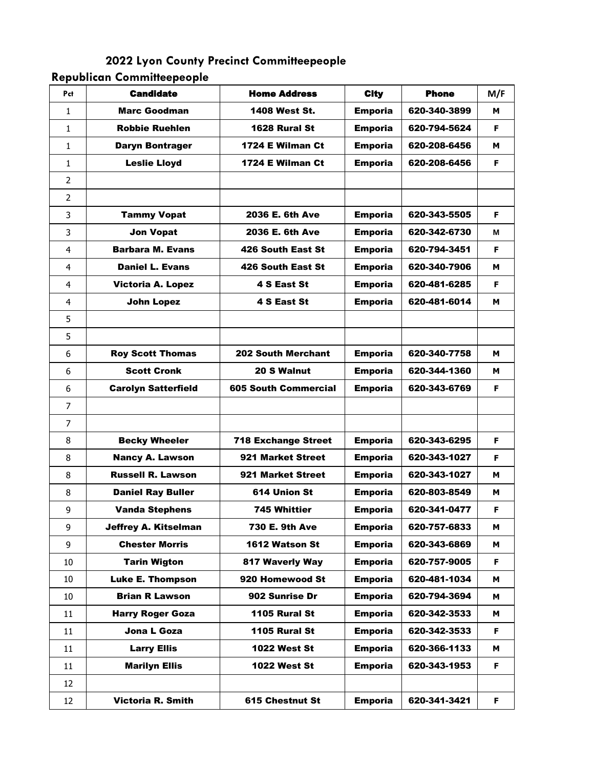# 2022 Lyon County Precinct Committeepeople

## Republican Committeepeople

| Pct | Candidate | Home Address | City | Phone | M/F |
|---|---|---|---|---|---|
| 1 | Marc Goodman | 1408 West St. | Emporia | 620-340-3899 | M |
| 1 | Robbie Ruehlen | 1628 Rural St | Emporia | 620-794-5624 | F |
| 1 | Daryn Bontrager | 1724 E Wilman Ct | Emporia | 620-208-6456 | M |
| 1 | Leslie Lloyd | 1724 E Wilman Ct | Emporia | 620-208-6456 | F |
| 2 | | | | | |
| 2 | | | | | |
| 3 | Tammy Vopat | 2036 E. 6th Ave | Emporia | 620-343-5505 | F |
| 3 | Jon Vopat | 2036 E. 6th Ave | Emporia | 620-342-6730 | M |
| 4 | Barbara M. Evans | 426 South East St | Emporia | 620-794-3451 | F |
| 4 | Daniel L. Evans | 426 South East St | Emporia | 620-340-7906 | M |
| 4 | Victoria A. Lopez | 4 S East St | Emporia | 620-481-6285 | F |
| 4 | John Lopez | 4 S East St | Emporia | 620-481-6014 | M |
| 5 | | | | | |
| 5 | | | | | |
| 6 | Roy Scott Thomas | 202 South Merchant | Emporia | 620-340-7758 | M |
| 6 | Scott Cronk | 20 S Walnut | Emporia | 620-344-1360 | M |
| 6 | Carolyn Satterfield | 605 South Commercial | Emporia | 620-343-6769 | F |
| 7 | | | | | |
| 7 | | | | | |
| 8 | Becky Wheeler | 718 Exchange Street | Emporia | 620-343-6295 | F |
| 8 | Nancy A. Lawson | 921 Market Street | Emporia | 620-343-1027 | F |
| 8 | Russell R. Lawson | 921 Market Street | Emporia | 620-343-1027 | M |
| 8 | Daniel Ray Buller | 614 Union St | Emporia | 620-803-8549 | M |
| 9 | Vanda Stephens | 745 Whittier | Emporia | 620-341-0477 | F |
| 9 | Jeffrey A. Kitselman | 730 E. 9th Ave | Emporia | 620-757-6833 | M |
| 9 | Chester Morris | 1612 Watson St | Emporia | 620-343-6869 | M |
| 10 | Tarin Wigton | 817 Waverly Way | Emporia | 620-757-9005 | F |
| 10 | Luke E. Thompson | 920 Homewood St | Emporia | 620-481-1034 | M |
| 10 | Brian R Lawson | 902 Sunrise Dr | Emporia | 620-794-3694 | M |
| 11 | Harry Roger Goza | 1105 Rural St | Emporia | 620-342-3533 | M |
| 11 | Jona L Goza | 1105 Rural St | Emporia | 620-342-3533 | F |
| 11 | Larry Ellis | 1022 West St | Emporia | 620-366-1133 | M |
| 11 | Marilyn Ellis | 1022 West St | Emporia | 620-343-1953 | F |
| 12 | | | | | |
| 12 | Victoria R. Smith | 615 Chestnut St | Emporia | 620-341-3421 | F |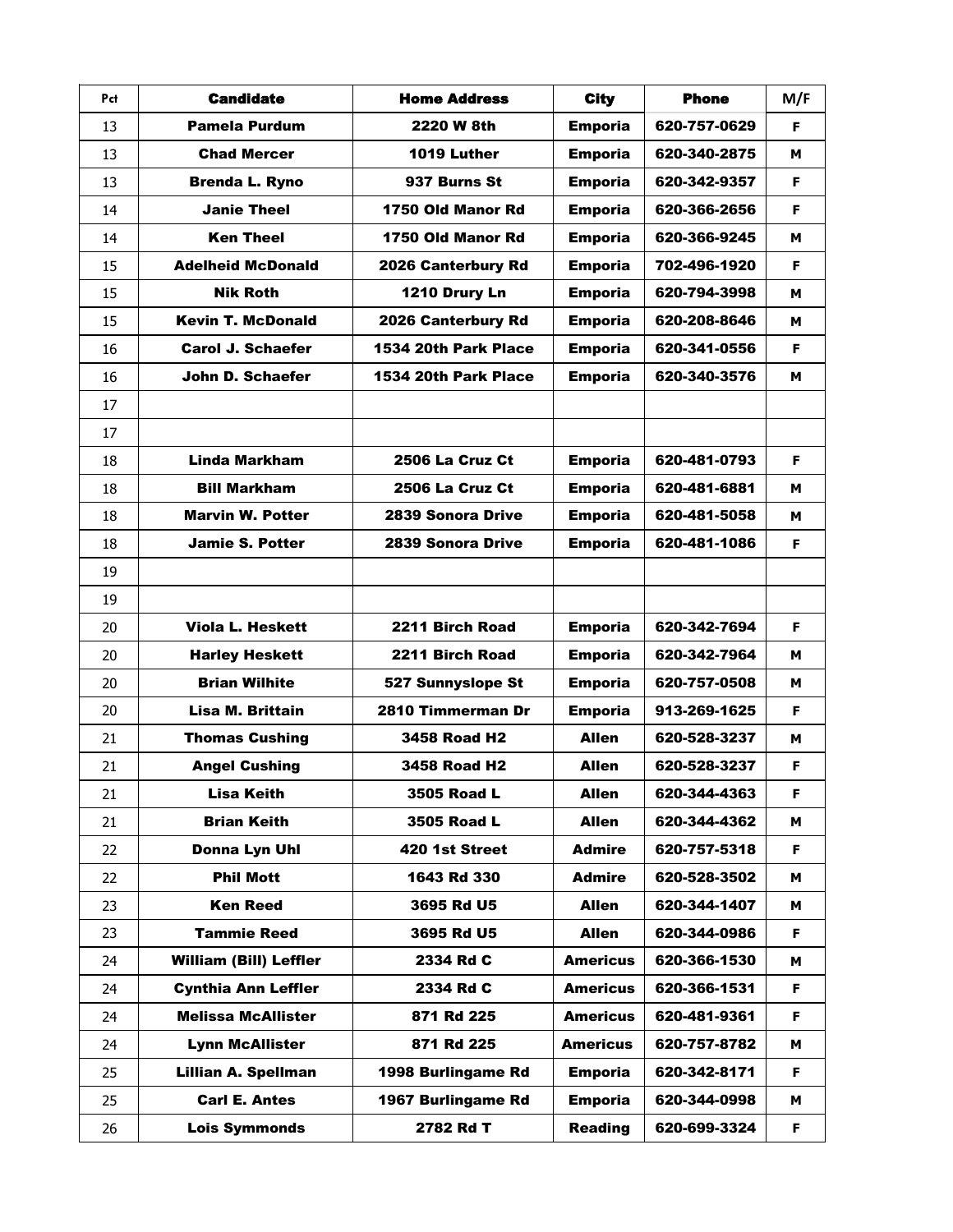| Pct | Candidate | Home Address | City | Phone | M/F |
|---|---|---|---|---|---|
| 13 | Pamela Purdum | 2220 W 8th | Emporia | 620-757-0629 | F |
| 13 | Chad Mercer | 1019 Luther | Emporia | 620-340-2875 | M |
| 13 | Brenda L. Ryno | 937 Burns St | Emporia | 620-342-9357 | F |
| 14 | Janie Theel | 1750 Old Manor Rd | Emporia | 620-366-2656 | F |
| 14 | Ken Theel | 1750 Old Manor Rd | Emporia | 620-366-9245 | M |
| 15 | Adelheid McDonald | 2026 Canterbury Rd | Emporia | 702-496-1920 | F |
| 15 | Nik Roth | 1210 Drury Ln | Emporia | 620-794-3998 | M |
| 15 | Kevin T. McDonald | 2026 Canterbury Rd | Emporia | 620-208-8646 | M |
| 16 | Carol J. Schaefer | 1534 20th Park Place | Emporia | 620-341-0556 | F |
| 16 | John D. Schaefer | 1534 20th Park Place | Emporia | 620-340-3576 | M |
| 17 | | | | | |
| 17 | | | | | |
| 18 | Linda Markham | 2506 La Cruz Ct | Emporia | 620-481-0793 | F |
| 18 | Bill Markham | 2506 La Cruz Ct | Emporia | 620-481-6881 | M |
| 18 | Marvin W. Potter | 2839 Sonora Drive | Emporia | 620-481-5058 | M |
| 18 | Jamie S. Potter | 2839 Sonora Drive | Emporia | 620-481-1086 | F |
| 19 | | | | | |
| 19 | | | | | |
| 20 | Viola L. Heskett | 2211 Birch Road | Emporia | 620-342-7694 | F |
| 20 | Harley Heskett | 2211 Birch Road | Emporia | 620-342-7964 | M |
| 20 | Brian Wilhite | 527 Sunnyslope St | Emporia | 620-757-0508 | M |
| 20 | Lisa M. Brittain | 2810 Timmerman Dr | Emporia | 913-269-1625 | F |
| 21 | Thomas Cushing | 3458 Road H2 | Allen | 620-528-3237 | M |
| 21 | Angel Cushing | 3458 Road H2 | Allen | 620-528-3237 | F |
| 21 | Lisa Keith | 3505 Road L | Allen | 620-344-4363 | F |
| 21 | Brian Keith | 3505 Road L | Allen | 620-344-4362 | M |
| 22 | Donna Lyn Uhl | 420 1st Street | Admire | 620-757-5318 | F |
| 22 | Phil Mott | 1643 Rd 330 | Admire | 620-528-3502 | M |
| 23 | Ken Reed | 3695 Rd U5 | Allen | 620-344-1407 | M |
| 23 | Tammie Reed | 3695 Rd U5 | Allen | 620-344-0986 | F |
| 24 | William (Bill) Leffler | 2334 Rd C | Americus | 620-366-1530 | M |
| 24 | Cynthia Ann Leffler | 2334 Rd C | Americus | 620-366-1531 | F |
| 24 | Melissa McAllister | 871 Rd 225 | Americus | 620-481-9361 | F |
| 24 | Lynn McAllister | 871 Rd 225 | Americus | 620-757-8782 | M |
| 25 | Lillian A. Spellman | 1998 Burlingame Rd | Emporia | 620-342-8171 | F |
| 25 | Carl E. Antes | 1967 Burlingame Rd | Emporia | 620-344-0998 | M |
| 26 | Lois Symmonds | 2782 Rd T | Reading | 620-699-3324 | F |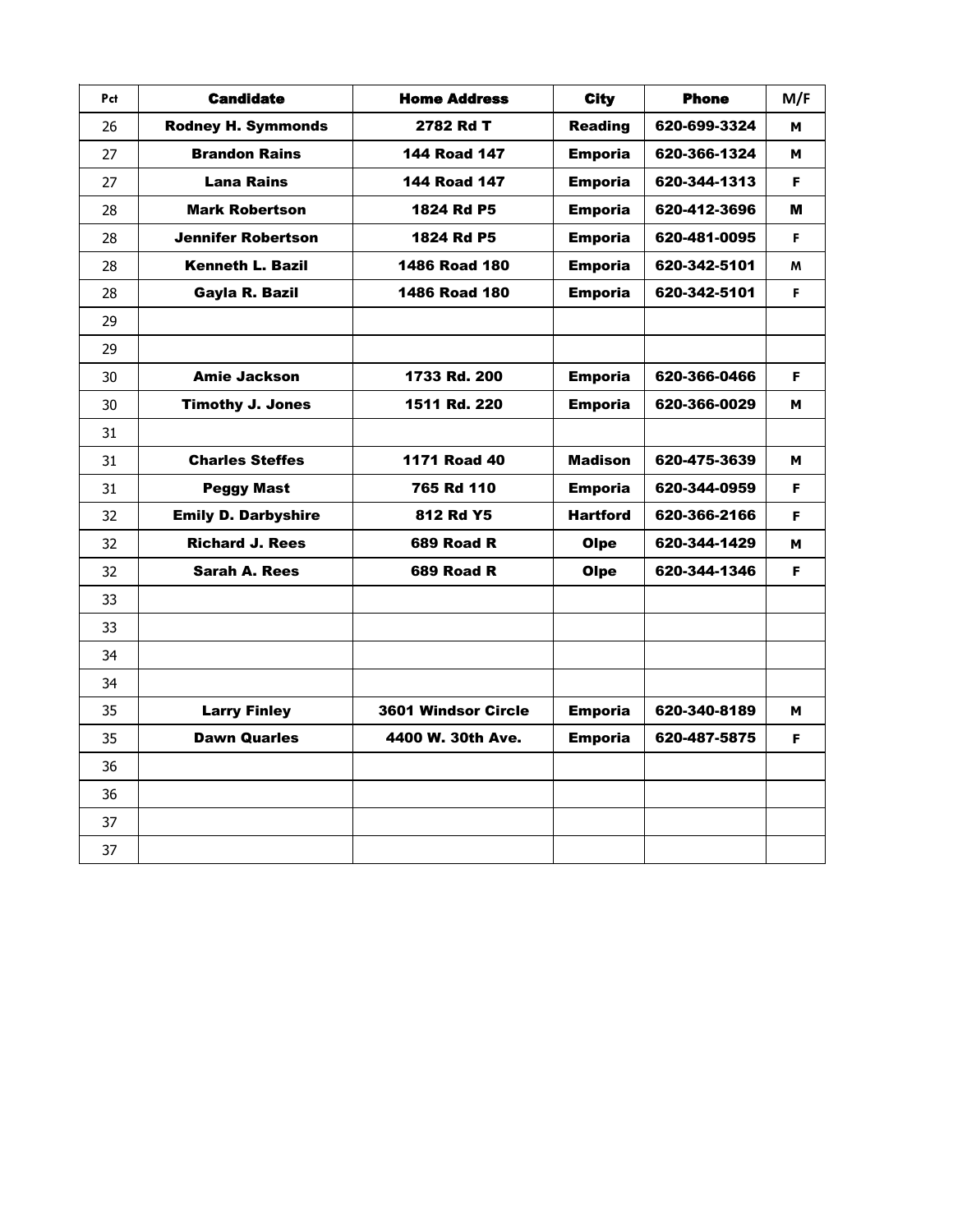| Pct | Candidate | Home Address | City | Phone | M/F |
|---|---|---|---|---|---|
| 26 | **Rodney H. Symmonds** | **2782 Rd T** | **Reading** | **620-699-3324** | **M** |
| 27 | **Brandon Rains** | **144 Road 147** | **Emporia** | **620-366-1324** | **M** |
| 27 | **Lana Rains** | **144 Road 147** | **Emporia** | **620-344-1313** | **F** |
| 28 | **Mark Robertson** | **1824 Rd P5** | **Emporia** | **620-412-3696** | **M** |
| 28 | **Jennifer Robertson** | **1824 Rd P5** | **Emporia** | **620-481-0095** | **F** |
| 28 | **Kenneth L. Bazil** | **1486 Road 180** | **Emporia** | **620-342-5101** | **M** |
| 28 | **Gayla R. Bazil** | **1486 Road 180** | **Emporia** | **620-342-5101** | **F** |
| 29 | | | | | |
| 29 | | | | | |
| 30 | **Amie Jackson** | **1733 Rd. 200** | **Emporia** | **620-366-0466** | **F** |
| 30 | **Timothy J. Jones** | **1511 Rd. 220** | **Emporia** | **620-366-0029** | **M** |
| 31 | | | | | |
| 31 | **Charles Steffes** | **1171 Road 40** | **Madison** | **620-475-3639** | **M** |
| 31 | **Peggy Mast** | **765 Rd 110** | **Emporia** | **620-344-0959** | **F** |
| 32 | **Emily D. Darbyshire** | **812 Rd Y5** | **Hartford** | **620-366-2166** | **F** |
| 32 | **Richard J. Rees** | **689 Road R** | **Olpe** | **620-344-1429** | **M** |
| 32 | **Sarah A. Rees** | **689 Road R** | **Olpe** | **620-344-1346** | **F** |
| 33 | | | | | |
| 33 | | | | | |
| 34 | | | | | |
| 34 | | | | | |
| 35 | **Larry Finley** | **3601 Windsor Circle** | **Emporia** | **620-340-8189** | **M** |
| 35 | **Dawn Quarles** | **4400 W. 30th Ave.** | **Emporia** | **620-487-5875** | **F** |
| 36 | | | | | |
| 36 | | | | | |
| 37 | | | | | |
| 37 | | | | | |